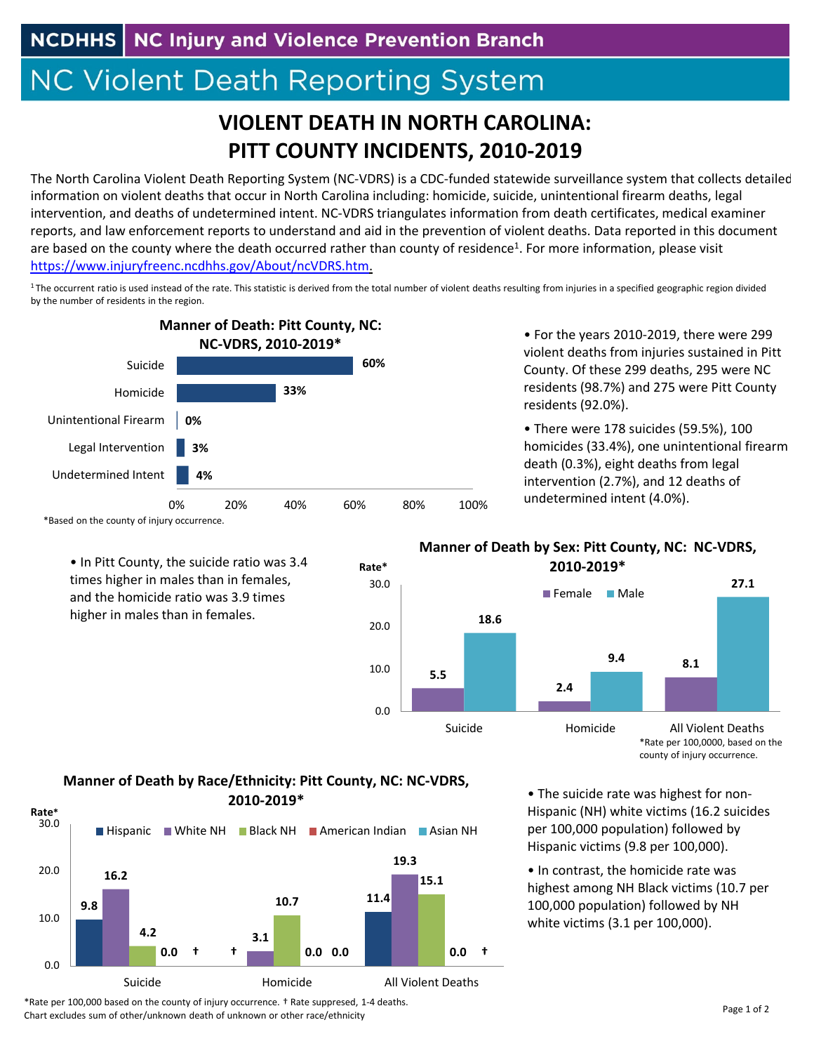NCDHHS | NC Injury and Violence Prevention Branch

# NC Violent Death Reporting System

## VIOLENT DEATH IN NORTH CAROLINA: PITT COUNTY INCIDENTS, 2010-2019

The North Carolina Violent Death Reporting System (NC-VDRS) is a CDC-funded statewide surveillance system that collects detailed information on violent deaths that occur in North Carolina including: homicide, suicide, unintentional firearm deaths, legal intervention, and deaths of undetermined intent. NC-VDRS triangulates information from death certificates, medical examiner reports, and law enforcement reports to understand and aid in the prevention of violent deaths. Data reported in this document are based on the county where the death occurred rather than county of residence[1]. For more information, please visit https://www.injuryfreenc.ncdhhs.gov/About/ncVDRS.htm.

[1] The occurrent ratio is used instead of the rate. This statistic is derived from the total number of violent deaths resulting from injuries in a specified geographic region divided by the number of residents in the region.

**Manner of Death: Pitt County, NC: NC-VDRS, 2010-2019***

| Manner of Death | Percent |
|---|---|
| Suicide | 60% |
| Homicide | 33% |
| Unintentional Firearm | 0% |
| Legal Intervention | 3% |
| Undetermined Intent | 4% |

*Based on the county of injury occurrence.

- For the years 2010-2019, there were 299 violent deaths from injuries sustained in Pitt County. Of these 299 deaths, 295 were NC residents (98.7%) and 275 were Pitt County residents (92.0%).
- There were 178 suicides (59.5%), 100 homicides (33.4%), one unintentional firearm death (0.3%), eight deaths from legal intervention (2.7%), and 12 deaths of undetermined intent (4.0%).

- In Pitt County, the suicide ratio was 3.4 times higher in males than in females, and the homicide ratio was 3.9 times higher in males than in females.

**Manner of Death by Sex: Pitt County, NC: NC-VDRS, 2010-2019***

| Rate* | Female | Male |
|---|---|---|
| Suicide | 5.5 | 18.6 |
| Homicide | 2.4 | 9.4 |
| All Violent Deaths | 8.1 | 27.1 |

*Rate per 100,0000, based on the county of injury occurrence.

**Manner of Death by Race/Ethnicity: Pitt County, NC: NC-VDRS, 2010-2019***

| Rate* | Hispanic | White NH | Black NH | American Indian | Asian NH |
|---|---|---|---|---|---|
| Suicide | 9.8 | 16.2 | 4.2 | 0.0 | † |
| Homicide | † | 3.1 | 10.7 | 0.0 | 0.0 |
| All Violent Deaths | 11.4 | 19.3 | 15.1 | 0.0 | † |

*Rate per 100,000 based on the county of injury occurrence. † Rate suppressed, 1-4 deaths.
Chart excludes sum of other/unknown death of unknown or other race/ethnicity

- The suicide rate was highest for non-Hispanic (NH) white victims (16.2 suicides per 100,000 population) followed by Hispanic victims (9.8 per 100,000).
- In contrast, the homicide rate was highest among NH Black victims (10.7 per 100,000 population) followed by NH white victims (3.1 per 100,000).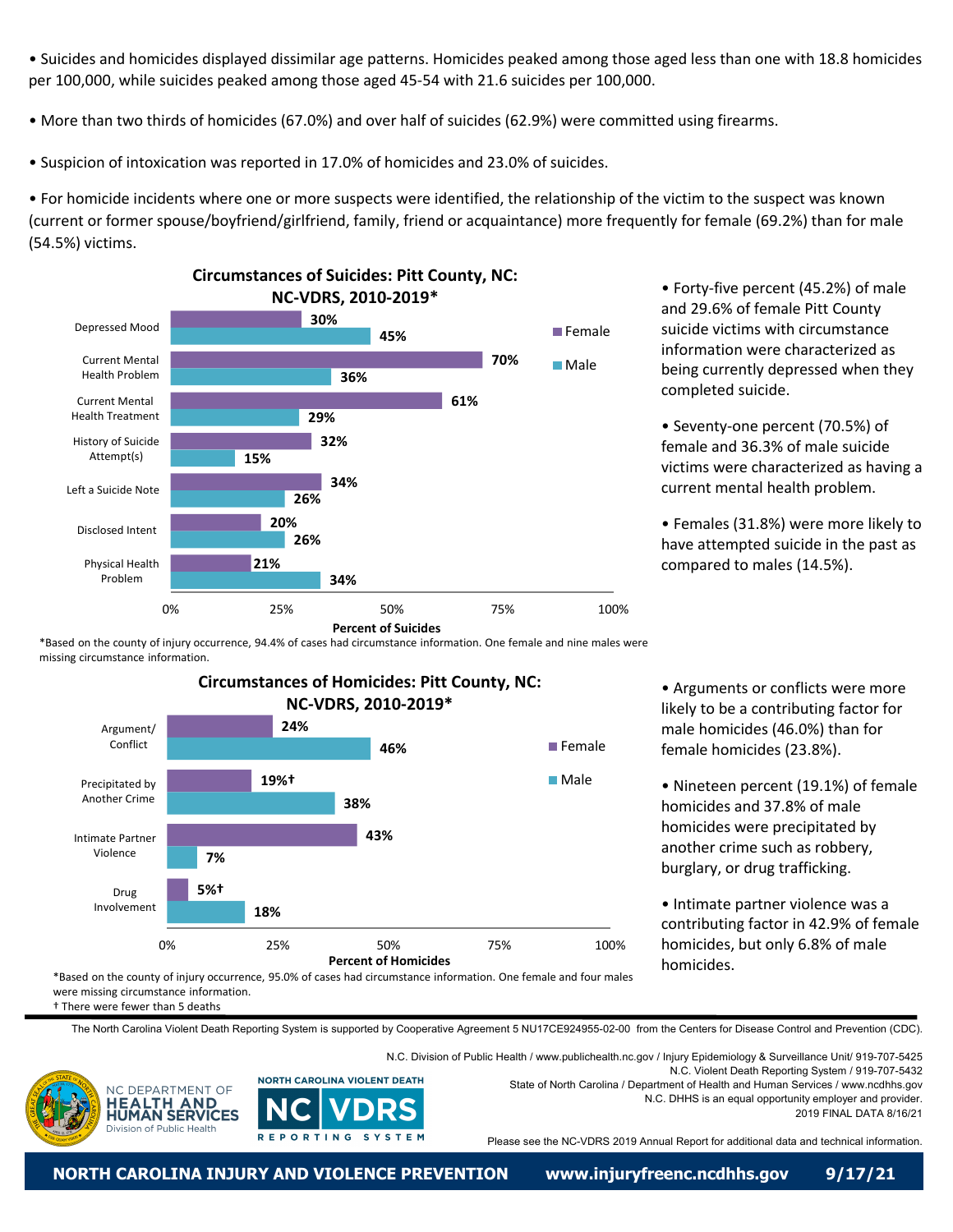• Suicides and homicides displayed dissimilar age patterns. Homicides peaked among those aged less than one with 18.8 homicides per 100,000, while suicides peaked among those aged 45-54 with 21.6 suicides per 100,000.

• More than two thirds of homicides (67.0%) and over half of suicides (62.9%) were committed using firearms.

• Suspicion of intoxication was reported in 17.0% of homicides and 23.0% of suicides.

• For homicide incidents where one or more suspects were identified, the relationship of the victim to the suspect was known (current or former spouse/boyfriend/girlfriend, family, friend or acquaintance) more frequently for female (69.2%) than for male (54.5%) victims.

**Circumstances of Suicides: Pitt County, NC: NC-VDRS, 2010-2019***

Female
Male

Depressed Mood: 30% / 45%
Current Mental Health Problem: 70% / 36%
Current Mental Health Treatment: 61% / 29%
History of Suicide Attempt(s): 32% / 15%
Left a Suicide Note: 34% / 26%
Disclosed Intent: 20% / 26%
Physical Health Problem: 21% / 34%

0% 25% 50% 75% 100%
Percent of Suicides

*Based on the county of injury occurrence, 94.4% of cases had circumstance information. One female and nine males were missing circumstance information.

• Forty-five percent (45.2%) of male and 29.6% of female Pitt County suicide victims with circumstance information were characterized as being currently depressed when they completed suicide.

• Seventy-one percent (70.5%) of female and 36.3% of male suicide victims were characterized as having a current mental health problem.

• Females (31.8%) were more likely to have attempted suicide in the past as compared to males (14.5%).

**Circumstances of Homicides: Pitt County, NC: NC-VDRS, 2010-2019***

Female
Male

Argument/ Conflict: 24% / 46%
Precipitated by Another Crime: 19%† / 38%
Intimate Partner Violence: 43% / 7%
Drug Involvement: 5%† / 18%

0% 25% 50% 75% 100%
Percent of Homicides

*Based on the county of injury occurrence, 95.0% of cases had circumstance information. One female and four males were missing circumstance information.

† There were fewer than 5 deaths

• Arguments or conflicts were more likely to be a contributing factor for male homicides (46.0%) than for female homicides (23.8%).

• Nineteen percent (19.1%) of female homicides and 37.8% of male homicides were precipitated by another crime such as robbery, burglary, or drug trafficking.

• Intimate partner violence was a contributing factor in 42.9% of female homicides, but only 6.8% of male homicides.

The North Carolina Violent Death Reporting System is supported by Cooperative Agreement 5 NU17CE924955-02-00 from the Centers for Disease Control and Prevention (CDC).

NC DEPARTMENT OF HEALTH AND HUMAN SERVICES Division of Public Health

NORTH CAROLINA VIOLENT DEATH NC VDRS REPORTING SYSTEM

N.C. Division of Public Health / www.publichealth.nc.gov / Injury Epidemiology & Surveillance Unit/ 919-707-5425
N.C. Violent Death Reporting System / 919-707-5432
State of North Carolina / Department of Health and Human Services / www.ncdhhs.gov
N.C. DHHS is an equal opportunity employer and provider.
2019 FINAL DATA 8/16/21

Please see the NC-VDRS 2019 Annual Report for additional data and technical information.

**NORTH CAROLINA INJURY AND VIOLENCE PREVENTION www.injuryfreenc.ncdhhs.gov 9/17/21**